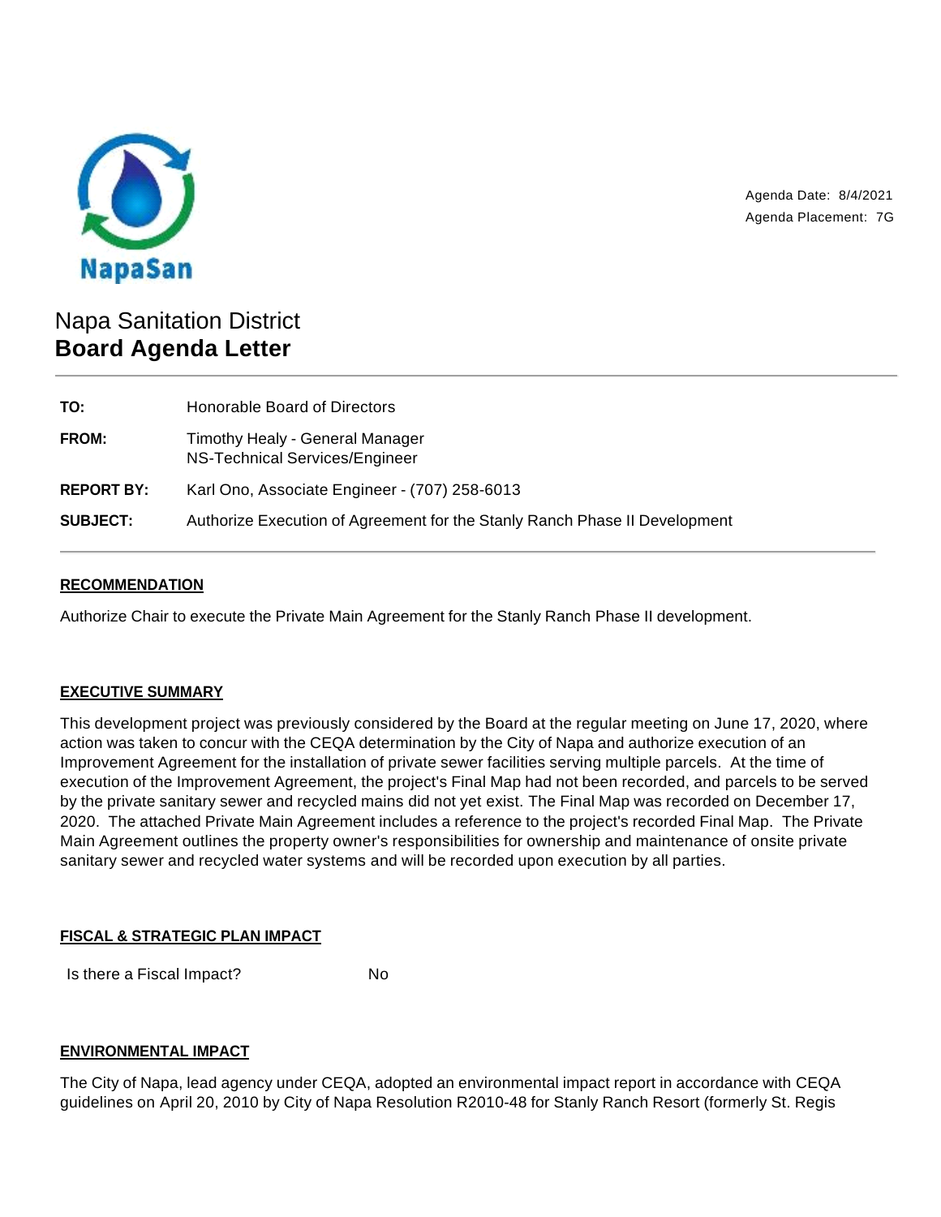NapaSan

Agenda Date: 8/4/2021

Agenda Placement: 7G

# Napa Sanitation District
## Board Agenda Letter

| | |
|---|---|
| **TO:** | Honorable Board of Directors |
| **FROM:** | Timothy Healy - General Manager<br>NS-Technical Services/Engineer |
| **REPORT BY:** | Karl Ono, Associate Engineer - (707) 258-6013 |
| **SUBJECT:** | Authorize Execution of Agreement for the Stanly Ranch Phase II Development |

### RECOMMENDATION

Authorize Chair to execute the Private Main Agreement for the Stanly Ranch Phase II development.

### EXECUTIVE SUMMARY

This development project was previously considered by the Board at the regular meeting on June 17, 2020, where action was taken to concur with the CEQA determination by the City of Napa and authorize execution of an Improvement Agreement for the installation of private sewer facilities serving multiple parcels. At the time of execution of the Improvement Agreement, the project's Final Map had not been recorded, and parcels to be served by the private sanitary sewer and recycled mains did not yet exist. The Final Map was recorded on December 17, 2020. The attached Private Main Agreement includes a reference to the project's recorded Final Map. The Private Main Agreement outlines the property owner's responsibilities for ownership and maintenance of onsite private sanitary sewer and recycled water systems and will be recorded upon execution by all parties.

### FISCAL & STRATEGIC PLAN IMPACT

| | |
|---|---|
| Is there a Fiscal Impact? | No |

### ENVIRONMENTAL IMPACT

The City of Napa, lead agency under CEQA, adopted an environmental impact report in accordance with CEQA guidelines on April 20, 2010 by City of Napa Resolution R2010-48 for Stanly Ranch Resort (formerly St. Regis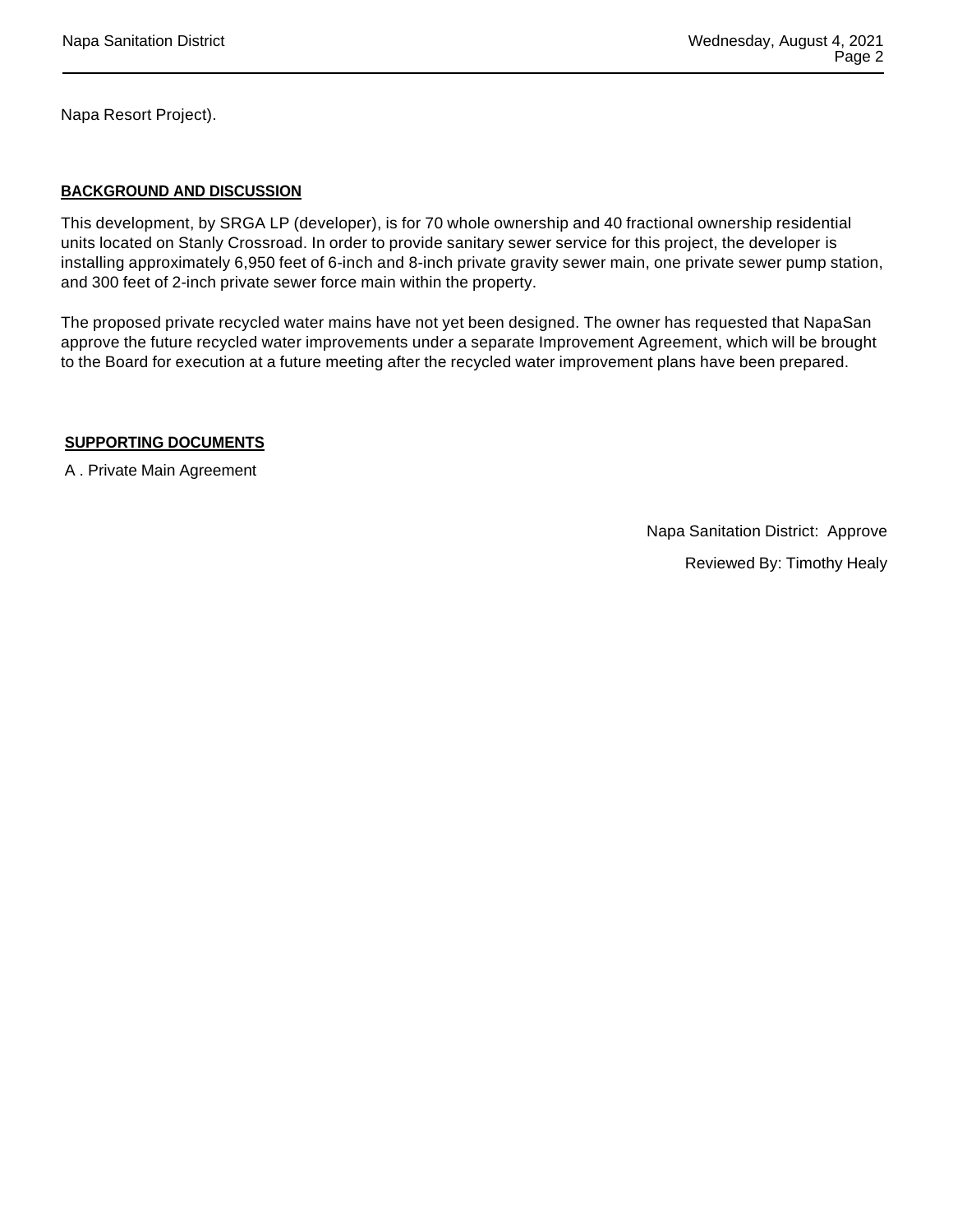Napa Resort Project).

**BACKGROUND AND DISCUSSION**

This development, by SRGA LP (developer), is for 70 whole ownership and 40 fractional ownership residential units located on Stanly Crossroad. In order to provide sanitary sewer service for this project, the developer is installing approximately 6,950 feet of 6-inch and 8-inch private gravity sewer main, one private sewer pump station, and 300 feet of 2-inch private sewer force main within the property.

The proposed private recycled water mains have not yet been designed. The owner has requested that NapaSan approve the future recycled water improvements under a separate Improvement Agreement, which will be brought to the Board for execution at a future meeting after the recycled water improvement plans have been prepared.

**SUPPORTING DOCUMENTS**

A . Private Main Agreement

Napa Sanitation District: Approve

Reviewed By: Timothy Healy